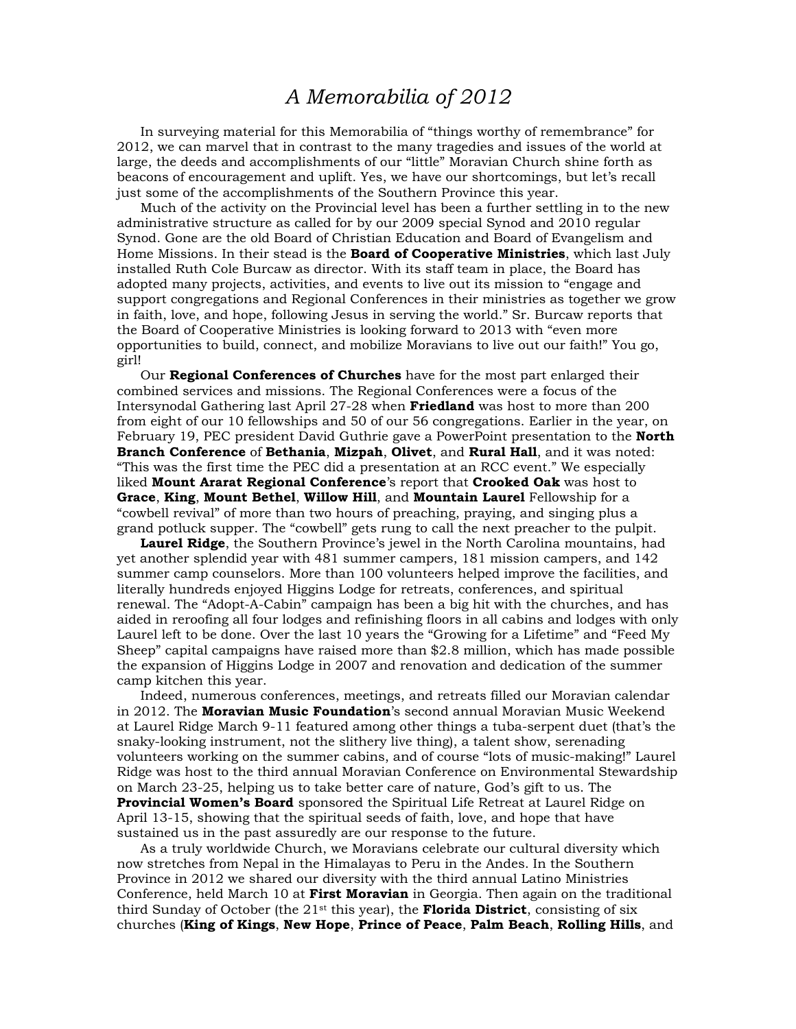# *A Memorabilia of 2012*

In surveying material for this Memorabilia of "things worthy of remembrance" for 2012, we can marvel that in contrast to the many tragedies and issues of the world at large, the deeds and accomplishments of our "little" Moravian Church shine forth as beacons of encouragement and uplift. Yes, we have our shortcomings, but let's recall just some of the accomplishments of the Southern Province this year.

Much of the activity on the Provincial level has been a further settling in to the new administrative structure as called for by our 2009 special Synod and 2010 regular Synod. Gone are the old Board of Christian Education and Board of Evangelism and Home Missions. In their stead is the **Board of Cooperative Ministries**, which last July installed Ruth Cole Burcaw as director. With its staff team in place, the Board has adopted many projects, activities, and events to live out its mission to "engage and support congregations and Regional Conferences in their ministries as together we grow in faith, love, and hope, following Jesus in serving the world." Sr. Burcaw reports that the Board of Cooperative Ministries is looking forward to 2013 with "even more opportunities to build, connect, and mobilize Moravians to live out our faith!" You go, girl!

Our **Regional Conferences of Churches** have for the most part enlarged their combined services and missions. The Regional Conferences were a focus of the Intersynodal Gathering last April 27-28 when **Friedland** was host to more than 200 from eight of our 10 fellowships and 50 of our 56 congregations. Earlier in the year, on February 19, PEC president David Guthrie gave a PowerPoint presentation to the **North Branch Conference** of **Bethania**, **Mizpah**, **Olivet**, and **Rural Hall**, and it was noted: "This was the first time the PEC did a presentation at an RCC event." We especially liked **Mount Ararat Regional Conference**'s report that **Crooked Oak** was host to **Grace**, **King**, **Mount Bethel**, **Willow Hill**, and **Mountain Laurel** Fellowship for a "cowbell revival" of more than two hours of preaching, praying, and singing plus a grand potluck supper. The "cowbell" gets rung to call the next preacher to the pulpit.

**Laurel Ridge**, the Southern Province's jewel in the North Carolina mountains, had yet another splendid year with 481 summer campers, 181 mission campers, and 142 summer camp counselors. More than 100 volunteers helped improve the facilities, and literally hundreds enjoyed Higgins Lodge for retreats, conferences, and spiritual renewal. The "Adopt-A-Cabin" campaign has been a big hit with the churches, and has aided in reroofing all four lodges and refinishing floors in all cabins and lodges with only Laurel left to be done. Over the last 10 years the "Growing for a Lifetime" and "Feed My Sheep" capital campaigns have raised more than $2.8 million, which has made possible the expansion of Higgins Lodge in 2007 and renovation and dedication of the summer camp kitchen this year.

Indeed, numerous conferences, meetings, and retreats filled our Moravian calendar in 2012. The **Moravian Music Foundation**'s second annual Moravian Music Weekend at Laurel Ridge March 9-11 featured among other things a tuba-serpent duet (that's the snaky-looking instrument, not the slithery live thing), a talent show, serenading volunteers working on the summer cabins, and of course "lots of music-making!" Laurel Ridge was host to the third annual Moravian Conference on Environmental Stewardship on March 23-25, helping us to take better care of nature, God's gift to us. The **Provincial Women's Board** sponsored the Spiritual Life Retreat at Laurel Ridge on April 13-15, showing that the spiritual seeds of faith, love, and hope that have sustained us in the past assuredly are our response to the future.

As a truly worldwide Church, we Moravians celebrate our cultural diversity which now stretches from Nepal in the Himalayas to Peru in the Andes. In the Southern Province in 2012 we shared our diversity with the third annual Latino Ministries Conference, held March 10 at **First Moravian** in Georgia. Then again on the traditional third Sunday of October (the 21st this year), the **Florida District**, consisting of six churches (**King of Kings**, **New Hope**, **Prince of Peace**, **Palm Beach**, **Rolling Hills**, and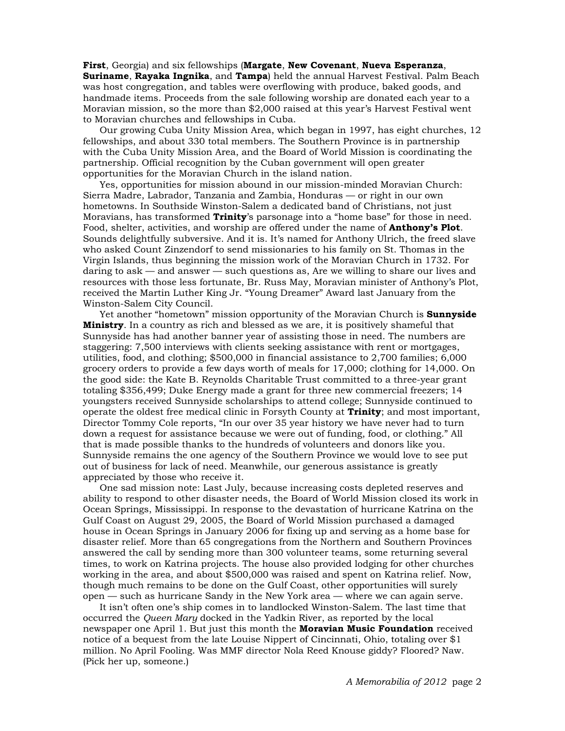**First**, Georgia) and six fellowships (**Margate**, **New Covenant**, **Nueva Esperanza**, **Suriname**, **Rayaka Ingnika**, and **Tampa**) held the annual Harvest Festival. Palm Beach was host congregation, and tables were overflowing with produce, baked goods, and handmade items. Proceeds from the sale following worship are donated each year to a Moravian mission, so the more than $2,000 raised at this year's Harvest Festival went to Moravian churches and fellowships in Cuba.

Our growing Cuba Unity Mission Area, which began in 1997, has eight churches, 12 fellowships, and about 330 total members. The Southern Province is in partnership with the Cuba Unity Mission Area, and the Board of World Mission is coordinating the partnership. Official recognition by the Cuban government will open greater opportunities for the Moravian Church in the island nation.

Yes, opportunities for mission abound in our mission-minded Moravian Church: Sierra Madre, Labrador, Tanzania and Zambia, Honduras — or right in our own hometowns. In Southside Winston-Salem a dedicated band of Christians, not just Moravians, has transformed **Trinity**'s parsonage into a "home base" for those in need. Food, shelter, activities, and worship are offered under the name of **Anthony's Plot**. Sounds delightfully subversive. And it is. It's named for Anthony Ulrich, the freed slave who asked Count Zinzendorf to send missionaries to his family on St. Thomas in the Virgin Islands, thus beginning the mission work of the Moravian Church in 1732. For daring to ask — and answer — such questions as, Are we willing to share our lives and resources with those less fortunate, Br. Russ May, Moravian minister of Anthony's Plot, received the Martin Luther King Jr. "Young Dreamer" Award last January from the Winston-Salem City Council.

Yet another "hometown" mission opportunity of the Moravian Church is **Sunnyside Ministry**. In a country as rich and blessed as we are, it is positively shameful that Sunnyside has had another banner year of assisting those in need. The numbers are staggering: 7,500 interviews with clients seeking assistance with rent or mortgages, utilities, food, and clothing; $500,000 in financial assistance to 2,700 families; 6,000 grocery orders to provide a few days worth of meals for 17,000; clothing for 14,000. On the good side: the Kate B. Reynolds Charitable Trust committed to a three-year grant totaling $356,499; Duke Energy made a grant for three new commercial freezers; 14 youngsters received Sunnyside scholarships to attend college; Sunnyside continued to operate the oldest free medical clinic in Forsyth County at **Trinity**; and most important, Director Tommy Cole reports, "In our over 35 year history we have never had to turn down a request for assistance because we were out of funding, food, or clothing." All that is made possible thanks to the hundreds of volunteers and donors like you. Sunnyside remains the one agency of the Southern Province we would love to see put out of business for lack of need. Meanwhile, our generous assistance is greatly appreciated by those who receive it.

One sad mission note: Last July, because increasing costs depleted reserves and ability to respond to other disaster needs, the Board of World Mission closed its work in Ocean Springs, Mississippi. In response to the devastation of hurricane Katrina on the Gulf Coast on August 29, 2005, the Board of World Mission purchased a damaged house in Ocean Springs in January 2006 for fixing up and serving as a home base for disaster relief. More than 65 congregations from the Northern and Southern Provinces answered the call by sending more than 300 volunteer teams, some returning several times, to work on Katrina projects. The house also provided lodging for other churches working in the area, and about $500,000 was raised and spent on Katrina relief. Now, though much remains to be done on the Gulf Coast, other opportunities will surely open — such as hurricane Sandy in the New York area — where we can again serve.

It isn't often one's ship comes in to landlocked Winston-Salem. The last time that occurred the *Queen Mary* docked in the Yadkin River, as reported by the local newspaper one April 1. But just this month the **Moravian Music Foundation** received notice of a bequest from the late Louise Nippert of Cincinnati, Ohio, totaling over $1 million. No April Fooling. Was MMF director Nola Reed Knouse giddy? Floored? Naw. (Pick her up, someone.)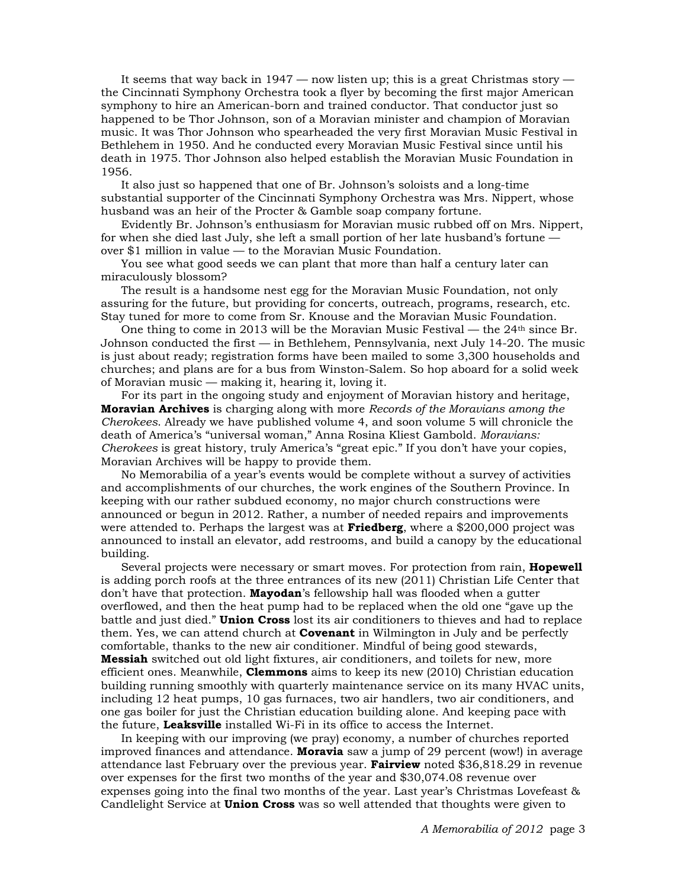It seems that way back in 1947 — now listen up; this is a great Christmas story — the Cincinnati Symphony Orchestra took a flyer by becoming the first major American symphony to hire an American-born and trained conductor. That conductor just so happened to be Thor Johnson, son of a Moravian minister and champion of Moravian music. It was Thor Johnson who spearheaded the very first Moravian Music Festival in Bethlehem in 1950. And he conducted every Moravian Music Festival since until his death in 1975. Thor Johnson also helped establish the Moravian Music Foundation in 1956.

It also just so happened that one of Br. Johnson's soloists and a long-time substantial supporter of the Cincinnati Symphony Orchestra was Mrs. Nippert, whose husband was an heir of the Procter & Gamble soap company fortune.

Evidently Br. Johnson's enthusiasm for Moravian music rubbed off on Mrs. Nippert, for when she died last July, she left a small portion of her late husband's fortune — over $1 million in value — to the Moravian Music Foundation.

You see what good seeds we can plant that more than half a century later can miraculously blossom?

The result is a handsome nest egg for the Moravian Music Foundation, not only assuring for the future, but providing for concerts, outreach, programs, research, etc. Stay tuned for more to come from Sr. Knouse and the Moravian Music Foundation.

One thing to come in 2013 will be the Moravian Music Festival — the 24th since Br. Johnson conducted the first — in Bethlehem, Pennsylvania, next July 14-20. The music is just about ready; registration forms have been mailed to some 3,300 households and churches; and plans are for a bus from Winston-Salem. So hop aboard for a solid week of Moravian music — making it, hearing it, loving it.

For its part in the ongoing study and enjoyment of Moravian history and heritage, **Moravian Archives** is charging along with more *Records of the Moravians among the Cherokees*. Already we have published volume 4, and soon volume 5 will chronicle the death of America's "universal woman," Anna Rosina Kliest Gambold. *Moravians: Cherokees* is great history, truly America's "great epic." If you don't have your copies, Moravian Archives will be happy to provide them.

No Memorabilia of a year's events would be complete without a survey of activities and accomplishments of our churches, the work engines of the Southern Province. In keeping with our rather subdued economy, no major church constructions were announced or begun in 2012. Rather, a number of needed repairs and improvements were attended to. Perhaps the largest was at **Friedberg**, where a $200,000 project was announced to install an elevator, add restrooms, and build a canopy by the educational building.

Several projects were necessary or smart moves. For protection from rain, **Hopewell** is adding porch roofs at the three entrances of its new (2011) Christian Life Center that don't have that protection. **Mayodan**'s fellowship hall was flooded when a gutter overflowed, and then the heat pump had to be replaced when the old one "gave up the battle and just died." **Union Cross** lost its air conditioners to thieves and had to replace them. Yes, we can attend church at **Covenant** in Wilmington in July and be perfectly comfortable, thanks to the new air conditioner. Mindful of being good stewards, **Messiah** switched out old light fixtures, air conditioners, and toilets for new, more efficient ones. Meanwhile, **Clemmons** aims to keep its new (2010) Christian education building running smoothly with quarterly maintenance service on its many HVAC units, including 12 heat pumps, 10 gas furnaces, two air handlers, two air conditioners, and one gas boiler for just the Christian education building alone. And keeping pace with the future, **Leaksville** installed Wi-Fi in its office to access the Internet.

In keeping with our improving (we pray) economy, a number of churches reported improved finances and attendance. **Moravia** saw a jump of 29 percent (wow!) in average attendance last February over the previous year. **Fairview** noted $36,818.29 in revenue over expenses for the first two months of the year and $30,074.08 revenue over expenses going into the final two months of the year. Last year's Christmas Lovefeast & Candlelight Service at **Union Cross** was so well attended that thoughts were given to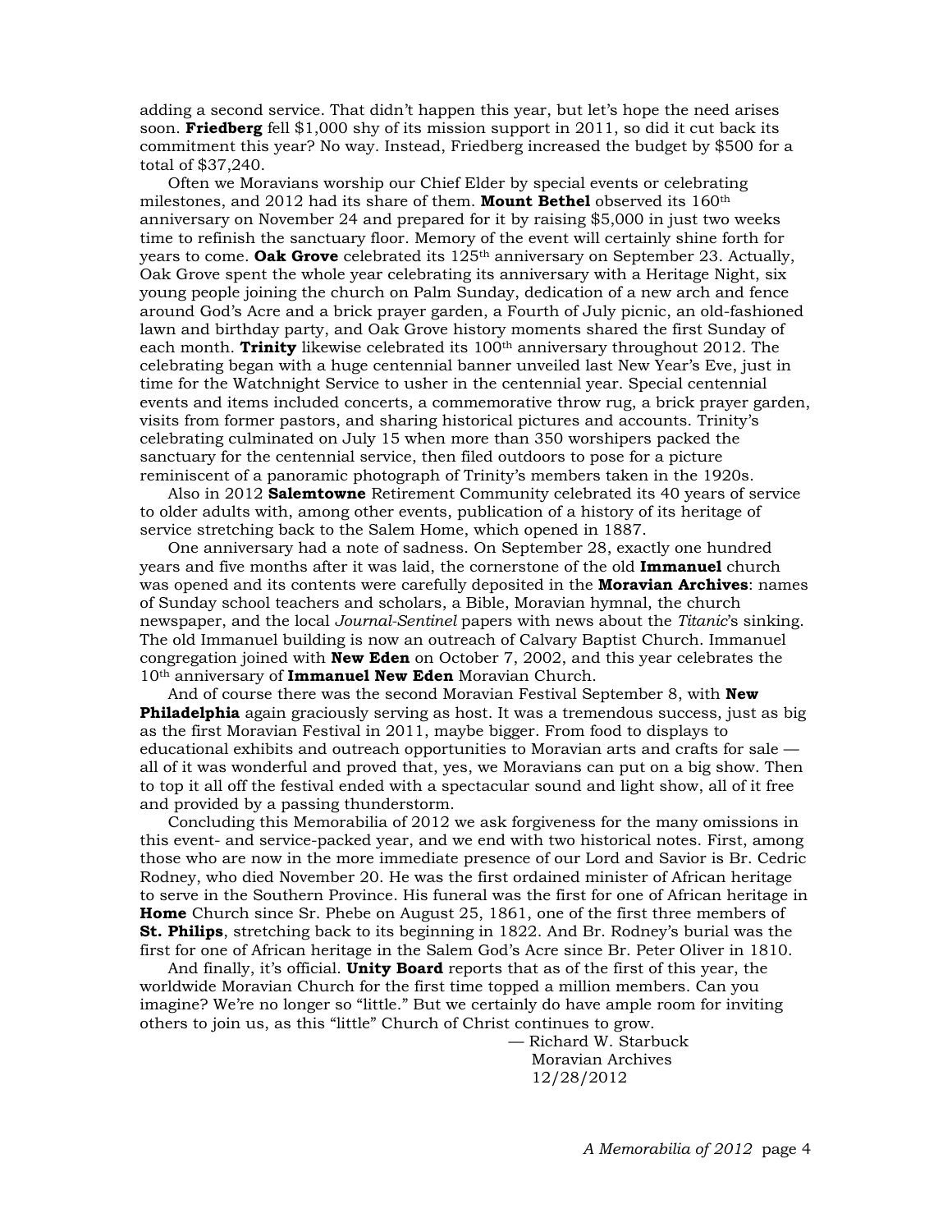adding a second service. That didn't happen this year, but let's hope the need arises soon. **Friedberg** fell $1,000 shy of its mission support in 2011, so did it cut back its commitment this year? No way. Instead, Friedberg increased the budget by $500 for a total of $37,240.

Often we Moravians worship our Chief Elder by special events or celebrating milestones, and 2012 had its share of them. **Mount Bethel** observed its 160th anniversary on November 24 and prepared for it by raising $5,000 in just two weeks time to refinish the sanctuary floor. Memory of the event will certainly shine forth for years to come. **Oak Grove** celebrated its 125th anniversary on September 23. Actually, Oak Grove spent the whole year celebrating its anniversary with a Heritage Night, six young people joining the church on Palm Sunday, dedication of a new arch and fence around God's Acre and a brick prayer garden, a Fourth of July picnic, an old-fashioned lawn and birthday party, and Oak Grove history moments shared the first Sunday of each month. **Trinity** likewise celebrated its 100th anniversary throughout 2012. The celebrating began with a huge centennial banner unveiled last New Year's Eve, just in time for the Watchnight Service to usher in the centennial year. Special centennial events and items included concerts, a commemorative throw rug, a brick prayer garden, visits from former pastors, and sharing historical pictures and accounts. Trinity's celebrating culminated on July 15 when more than 350 worshipers packed the sanctuary for the centennial service, then filed outdoors to pose for a picture reminiscent of a panoramic photograph of Trinity's members taken in the 1920s.

Also in 2012 **Salemtowne** Retirement Community celebrated its 40 years of service to older adults with, among other events, publication of a history of its heritage of service stretching back to the Salem Home, which opened in 1887.

One anniversary had a note of sadness. On September 28, exactly one hundred years and five months after it was laid, the cornerstone of the old **Immanuel** church was opened and its contents were carefully deposited in the **Moravian Archives**: names of Sunday school teachers and scholars, a Bible, Moravian hymnal, the church newspaper, and the local *Journal-Sentinel* papers with news about the *Titanic*'s sinking. The old Immanuel building is now an outreach of Calvary Baptist Church. Immanuel congregation joined with **New Eden** on October 7, 2002, and this year celebrates the 10th anniversary of **Immanuel New Eden** Moravian Church.

And of course there was the second Moravian Festival September 8, with **New Philadelphia** again graciously serving as host. It was a tremendous success, just as big as the first Moravian Festival in 2011, maybe bigger. From food to displays to educational exhibits and outreach opportunities to Moravian arts and crafts for sale — all of it was wonderful and proved that, yes, we Moravians can put on a big show. Then to top it all off the festival ended with a spectacular sound and light show, all of it free and provided by a passing thunderstorm.

Concluding this Memorabilia of 2012 we ask forgiveness for the many omissions in this event- and service-packed year, and we end with two historical notes. First, among those who are now in the more immediate presence of our Lord and Savior is Br. Cedric Rodney, who died November 20. He was the first ordained minister of African heritage to serve in the Southern Province. His funeral was the first for one of African heritage in **Home** Church since Sr. Phebe on August 25, 1861, one of the first three members of **St. Philips**, stretching back to its beginning in 1822. And Br. Rodney's burial was the first for one of African heritage in the Salem God's Acre since Br. Peter Oliver in 1810.

And finally, it's official. **Unity Board** reports that as of the first of this year, the worldwide Moravian Church for the first time topped a million members. Can you imagine? We're no longer so "little." But we certainly do have ample room for inviting others to join us, as this "little" Church of Christ continues to grow.

— Richard W. Starbuck  
Moravian Archives  
12/28/2012